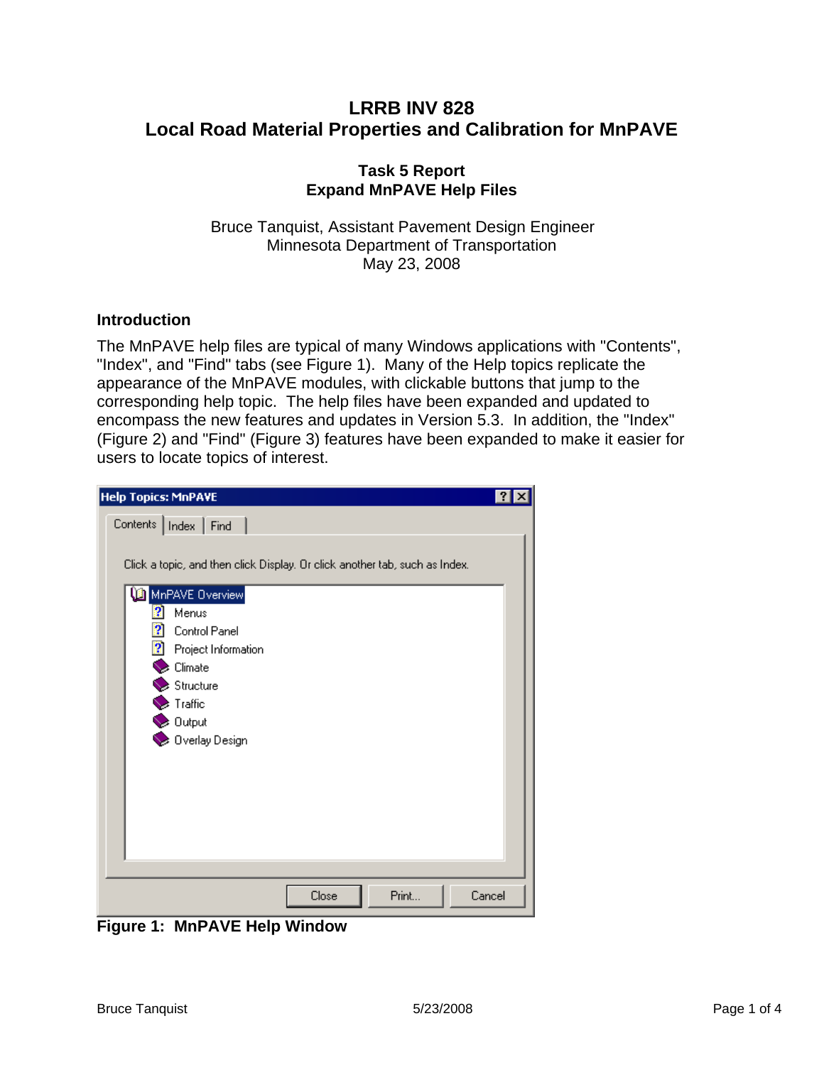# LRRB INV 828
# Local Road Material Properties and Calibration for MnPAVE

## Task 5 Report
## Expand MnPAVE Help Files

Bruce Tanquist, Assistant Pavement Design Engineer
Minnesota Department of Transportation
May 23, 2008

### Introduction

The MnPAVE help files are typical of many Windows applications with "Contents", "Index", and "Find" tabs (see Figure 1). Many of the Help topics replicate the appearance of the MnPAVE modules, with clickable buttons that jump to the corresponding help topic. The help files have been expanded and updated to encompass the new features and updates in Version 5.3. In addition, the "Index" (Figure 2) and "Find" (Figure 3) features have been expanded to make it easier for users to locate topics of interest.

**Figure 1: MnPAVE Help Window**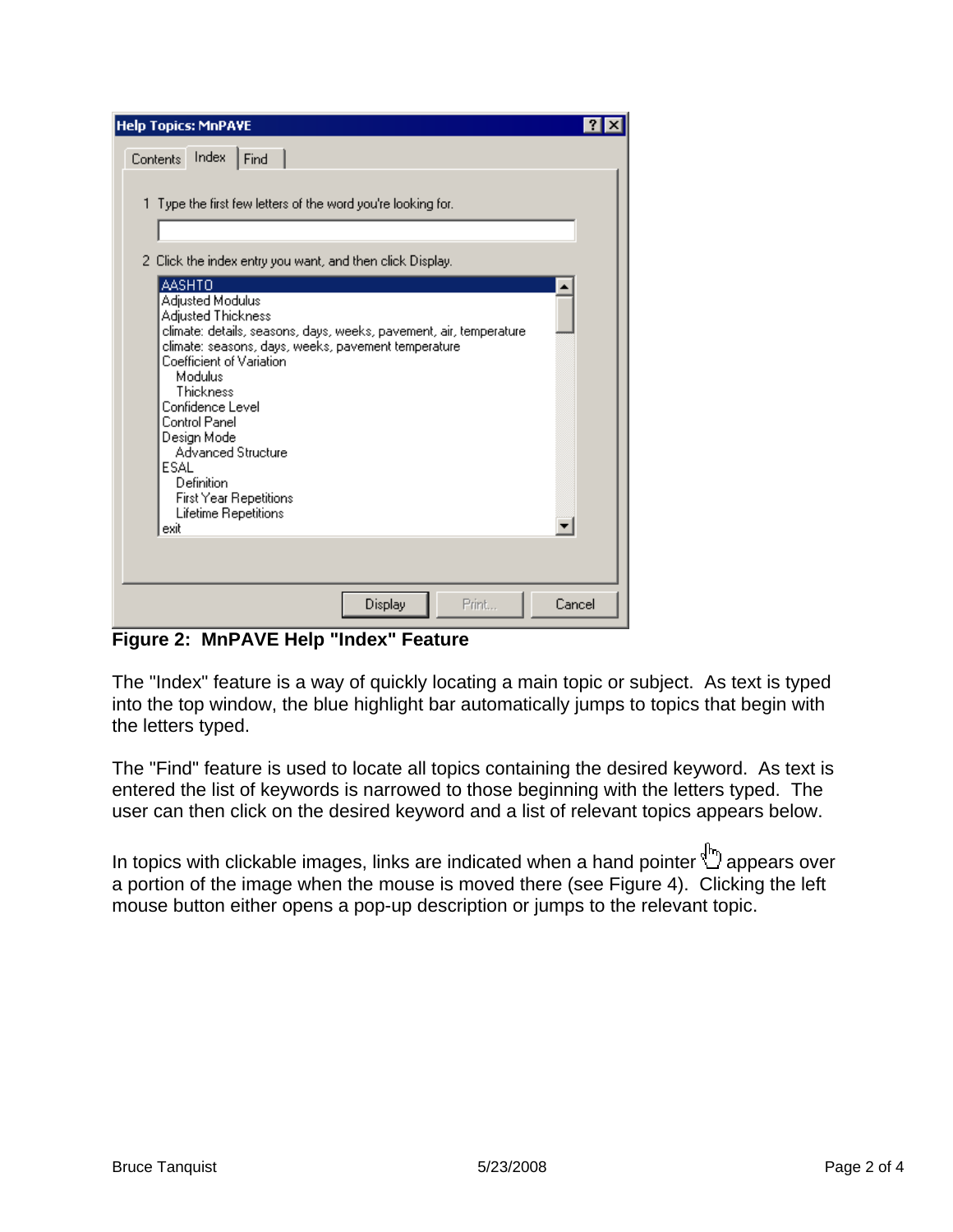**Figure 2: MnPAVE Help "Index" Feature**

The "Index" feature is a way of quickly locating a main topic or subject. As text is typed into the top window, the blue highlight bar automatically jumps to topics that begin with the letters typed.

The "Find" feature is used to locate all topics containing the desired keyword. As text is entered the list of keywords is narrowed to those beginning with the letters typed. The user can then click on the desired keyword and a list of relevant topics appears below.

In topics with clickable images, links are indicated when a hand pointer appears over a portion of the image when the mouse is moved there (see Figure 4). Clicking the left mouse button either opens a pop-up description or jumps to the relevant topic.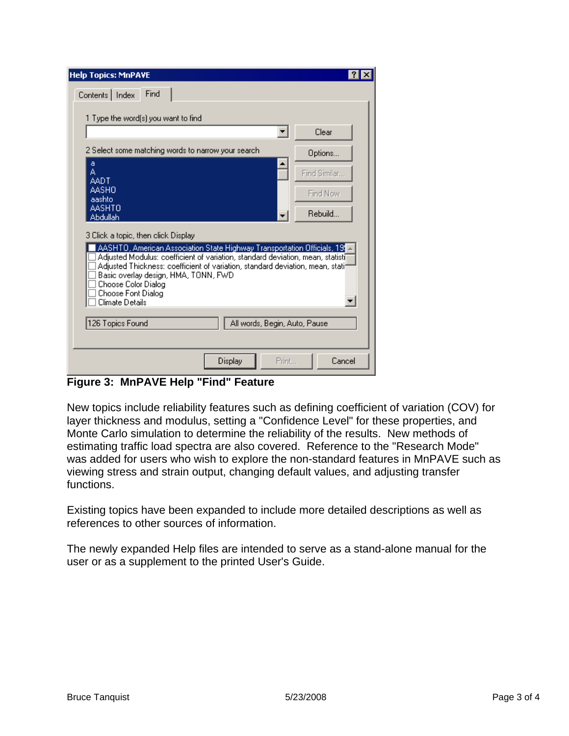**Figure 3: MnPAVE Help "Find" Feature**

New topics include reliability features such as defining coefficient of variation (COV) for layer thickness and modulus, setting a "Confidence Level" for these properties, and Monte Carlo simulation to determine the reliability of the results. New methods of estimating traffic load spectra are also covered. Reference to the "Research Mode" was added for users who wish to explore the non-standard features in MnPAVE such as viewing stress and strain output, changing default values, and adjusting transfer functions.

Existing topics have been expanded to include more detailed descriptions as well as references to other sources of information.

The newly expanded Help files are intended to serve as a stand-alone manual for the user or as a supplement to the printed User's Guide.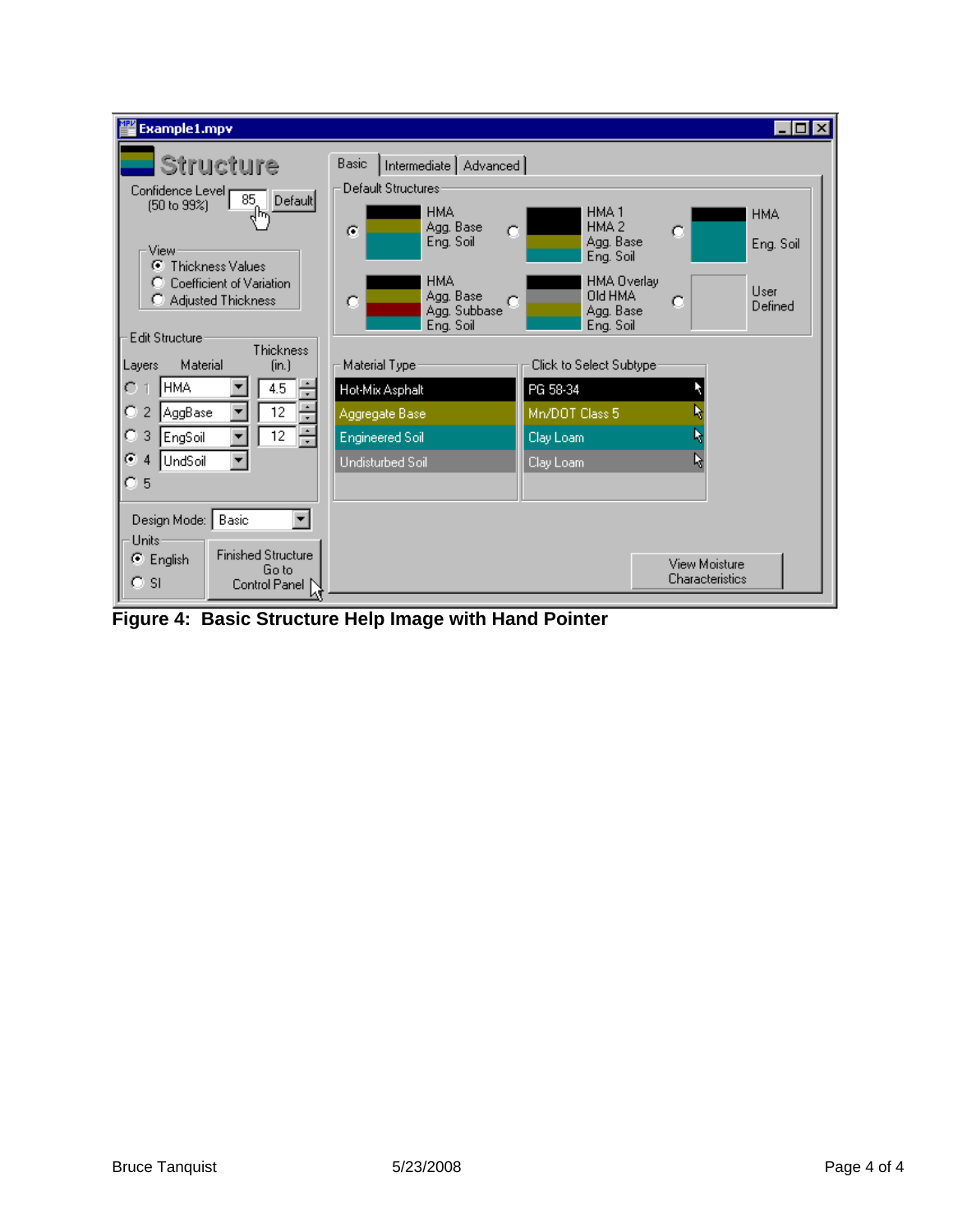**Figure 4: Basic Structure Help Image with Hand Pointer**